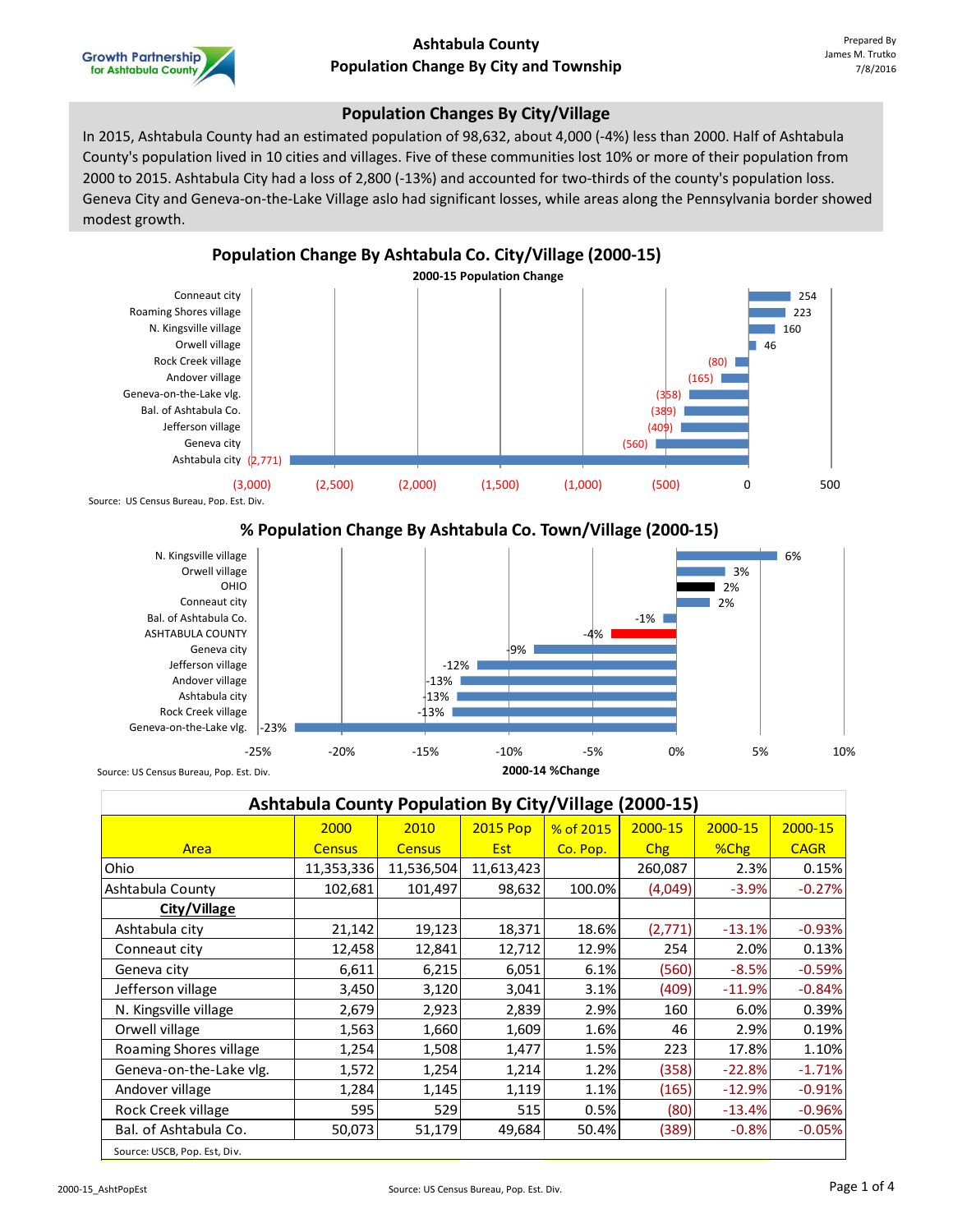# Ashtabula County
## Population Change By City and Township

Growth Partnership for Ashtabula County

Prepared By
James M. Trutko
7/8/2016

### Population Changes By City/Village

In 2015, Ashtabula County had an estimated population of 98,632, about 4,000 (-4%) less than 2000. Half of Ashtabula County's population lived in 10 cities and villages. Five of these communities lost 10% or more of their population from 2000 to 2015. Ashtabula City had a loss of 2,800 (-13%) and accounted for two-thirds of the county's population loss. Geneva City and Geneva-on-the-Lake Village aslo had significant losses, while areas along the Pennsylvania border showed modest growth.

### Population Change By Ashtabula Co. City/Village (2000-15)

**2000-15 Population Change**

| Area | Change |
|---|---|
| Conneaut city | 254 |
| Roaming Shores village | 223 |
| N. Kingsville village | 160 |
| Orwell village | 46 |
| Rock Creek village | (80) |
| Andover village | (165) |
| Geneva-on-the-Lake vlg. | (358) |
| Bal. of Ashtabula Co. | (389) |
| Jefferson village | (409) |
| Geneva city | (560) |
| Ashtabula city | (2,771) |

Source: US Census Bureau, Pop. Est. Div.

### % Population Change By Ashtabula Co. Town/Village (2000-15)

**2000-14 %Change**

| Area | %Change |
|---|---|
| N. Kingsville village | 6% |
| Orwell village | 3% |
| OHIO | 2% |
| Conneaut city | 2% |
| Bal. of Ashtabula Co. | -1% |
| ASHTABULA COUNTY | -4% |
| Geneva city | -9% |
| Jefferson village | -12% |
| Andover village | -13% |
| Ashtabula city | -13% |
| Rock Creek village | -13% |
| Geneva-on-the-Lake vlg. | -23% |

Source: US Census Bureau, Pop. Est. Div.

### Ashtabula County Population By City/Village (2000-15)

| Area | 2000 Census | 2010 Census | 2015 Pop Est | % of 2015 Co. Pop. | 2000-15 Chg | 2000-15 %Chg | 2000-15 CAGR |
|---|---|---|---|---|---|---|---|
| Ohio | 11,353,336 | 11,536,504 | 11,613,423 | | 260,087 | 2.3% | 0.15% |
| Ashtabula County | 102,681 | 101,497 | 98,632 | 100.0% | (4,049) | -3.9% | -0.27% |
| **City/Village** | | | | | | | |
| Ashtabula city | 21,142 | 19,123 | 18,371 | 18.6% | (2,771) | -13.1% | -0.93% |
| Conneaut city | 12,458 | 12,841 | 12,712 | 12.9% | 254 | 2.0% | 0.13% |
| Geneva city | 6,611 | 6,215 | 6,051 | 6.1% | (560) | -8.5% | -0.59% |
| Jefferson village | 3,450 | 3,120 | 3,041 | 3.1% | (409) | -11.9% | -0.84% |
| N. Kingsville village | 2,679 | 2,923 | 2,839 | 2.9% | 160 | 6.0% | 0.39% |
| Orwell village | 1,563 | 1,660 | 1,609 | 1.6% | 46 | 2.9% | 0.19% |
| Roaming Shores village | 1,254 | 1,508 | 1,477 | 1.5% | 223 | 17.8% | 1.10% |
| Geneva-on-the-Lake vlg. | 1,572 | 1,254 | 1,214 | 1.2% | (358) | -22.8% | -1.71% |
| Andover village | 1,284 | 1,145 | 1,119 | 1.1% | (165) | -12.9% | -0.91% |
| Rock Creek village | 595 | 529 | 515 | 0.5% | (80) | -13.4% | -0.96% |
| Bal. of Ashtabula Co. | 50,073 | 51,179 | 49,684 | 50.4% | (389) | -0.8% | -0.05% |

Source: USCB, Pop. Est, Div.

2000-15_AshtPopEst

Source: US Census Bureau, Pop. Est. Div.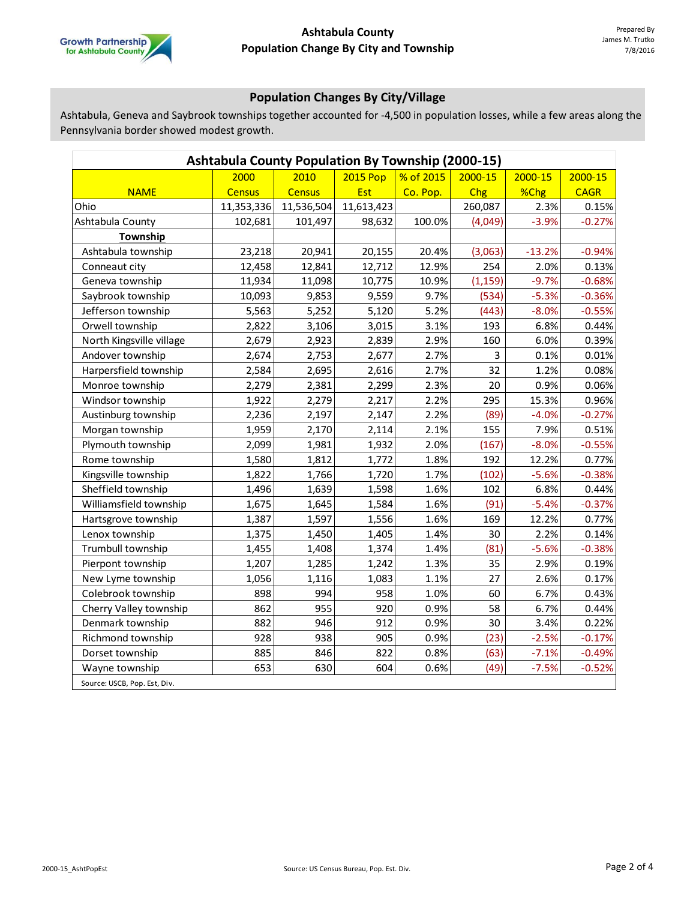# Ashtabula County
# Population Change By City and Township

Prepared By
James M. Trutko
7/8/2016

## Population Changes By City/Village

Ashtabula, Geneva and Saybrook townships together accounted for -4,500 in population losses, while a few areas along the Pennsylvania border showed modest growth.

| Ashtabula County Population By Township (2000-15) | | | | | | | |
|---|---|---|---|---|---|---|---|
| NAME | 2000 Census | 2010 Census | 2015 Pop Est | % of 2015 Co. Pop. | 2000-15 Chg | 2000-15 %Chg | 2000-15 CAGR |
| Ohio | 11,353,336 | 11,536,504 | 11,613,423 | | 260,087 | 2.3% | 0.15% |
| Ashtabula County | 102,681 | 101,497 | 98,632 | 100.0% | (4,049) | -3.9% | -0.27% |
| **Township** | | | | | | | |
| Ashtabula township | 23,218 | 20,941 | 20,155 | 20.4% | (3,063) | -13.2% | -0.94% |
| Conneaut city | 12,458 | 12,841 | 12,712 | 12.9% | 254 | 2.0% | 0.13% |
| Geneva township | 11,934 | 11,098 | 10,775 | 10.9% | (1,159) | -9.7% | -0.68% |
| Saybrook township | 10,093 | 9,853 | 9,559 | 9.7% | (534) | -5.3% | -0.36% |
| Jefferson township | 5,563 | 5,252 | 5,120 | 5.2% | (443) | -8.0% | -0.55% |
| Orwell township | 2,822 | 3,106 | 3,015 | 3.1% | 193 | 6.8% | 0.44% |
| North Kingsville village | 2,679 | 2,923 | 2,839 | 2.9% | 160 | 6.0% | 0.39% |
| Andover township | 2,674 | 2,753 | 2,677 | 2.7% | 3 | 0.1% | 0.01% |
| Harpersfield township | 2,584 | 2,695 | 2,616 | 2.7% | 32 | 1.2% | 0.08% |
| Monroe township | 2,279 | 2,381 | 2,299 | 2.3% | 20 | 0.9% | 0.06% |
| Windsor township | 1,922 | 2,279 | 2,217 | 2.2% | 295 | 15.3% | 0.96% |
| Austinburg township | 2,236 | 2,197 | 2,147 | 2.2% | (89) | -4.0% | -0.27% |
| Morgan township | 1,959 | 2,170 | 2,114 | 2.1% | 155 | 7.9% | 0.51% |
| Plymouth township | 2,099 | 1,981 | 1,932 | 2.0% | (167) | -8.0% | -0.55% |
| Rome township | 1,580 | 1,812 | 1,772 | 1.8% | 192 | 12.2% | 0.77% |
| Kingsville township | 1,822 | 1,766 | 1,720 | 1.7% | (102) | -5.6% | -0.38% |
| Sheffield township | 1,496 | 1,639 | 1,598 | 1.6% | 102 | 6.8% | 0.44% |
| Williamsfield township | 1,675 | 1,645 | 1,584 | 1.6% | (91) | -5.4% | -0.37% |
| Hartsgrove township | 1,387 | 1,597 | 1,556 | 1.6% | 169 | 12.2% | 0.77% |
| Lenox township | 1,375 | 1,450 | 1,405 | 1.4% | 30 | 2.2% | 0.14% |
| Trumbull township | 1,455 | 1,408 | 1,374 | 1.4% | (81) | -5.6% | -0.38% |
| Pierpont township | 1,207 | 1,285 | 1,242 | 1.3% | 35 | 2.9% | 0.19% |
| New Lyme township | 1,056 | 1,116 | 1,083 | 1.1% | 27 | 2.6% | 0.17% |
| Colebrook township | 898 | 994 | 958 | 1.0% | 60 | 6.7% | 0.43% |
| Cherry Valley township | 862 | 955 | 920 | 0.9% | 58 | 6.7% | 0.44% |
| Denmark township | 882 | 946 | 912 | 0.9% | 30 | 3.4% | 0.22% |
| Richmond township | 928 | 938 | 905 | 0.9% | (23) | -2.5% | -0.17% |
| Dorset township | 885 | 846 | 822 | 0.8% | (63) | -7.1% | -0.49% |
| Wayne township | 653 | 630 | 604 | 0.6% | (49) | -7.5% | -0.52% |

Source: USCB, Pop. Est, Div.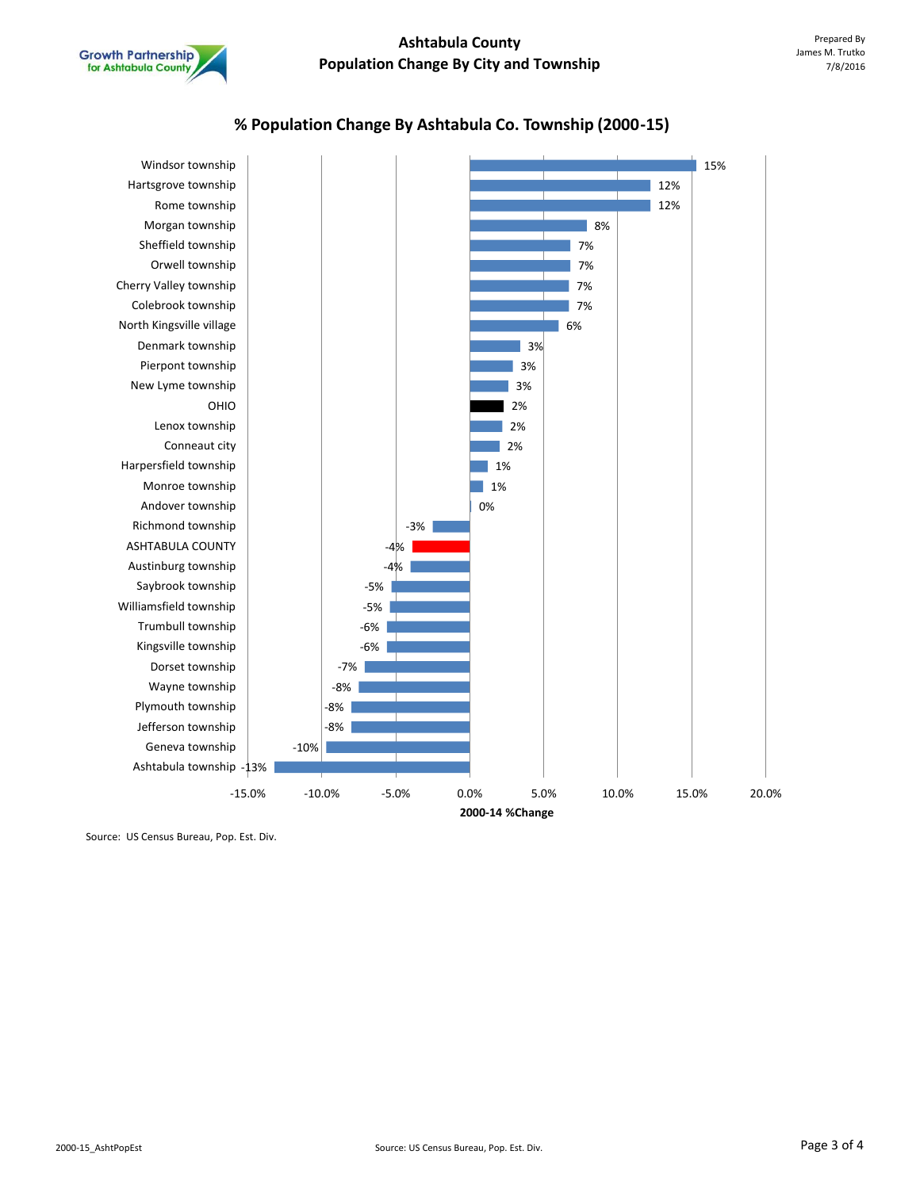# Ashtabula County
## Population Change By City and Township

Prepared By
James M. Trutko
7/8/2016

### % Population Change By Ashtabula Co. Township (2000-15)

| Township | 2000-14 %Change |
|---|---|
| Windsor township | 15% |
| Hartsgrove township | 12% |
| Rome township | 12% |
| Morgan township | 8% |
| Sheffield township | 7% |
| Orwell township | 7% |
| Cherry Valley township | 7% |
| Colebrook township | 7% |
| North Kingsville village | 6% |
| Denmark township | 3% |
| Pierpont township | 3% |
| New Lyme township | 3% |
| OHIO | 2% |
| Lenox township | 2% |
| Conneaut city | 2% |
| Harpersfield township | 1% |
| Monroe township | 1% |
| Andover township | 0% |
| Richmond township | -3% |
| ASHTABULA COUNTY | -4% |
| Austinburg township | -4% |
| Saybrook township | -5% |
| Williamsfield township | -5% |
| Trumbull township | -6% |
| Kingsville township | -6% |
| Dorset township | -7% |
| Wayne township | -8% |
| Plymouth township | -8% |
| Jefferson township | -8% |
| Geneva township | -10% |
| Ashtabula township | -13% |

Source: US Census Bureau, Pop. Est. Div.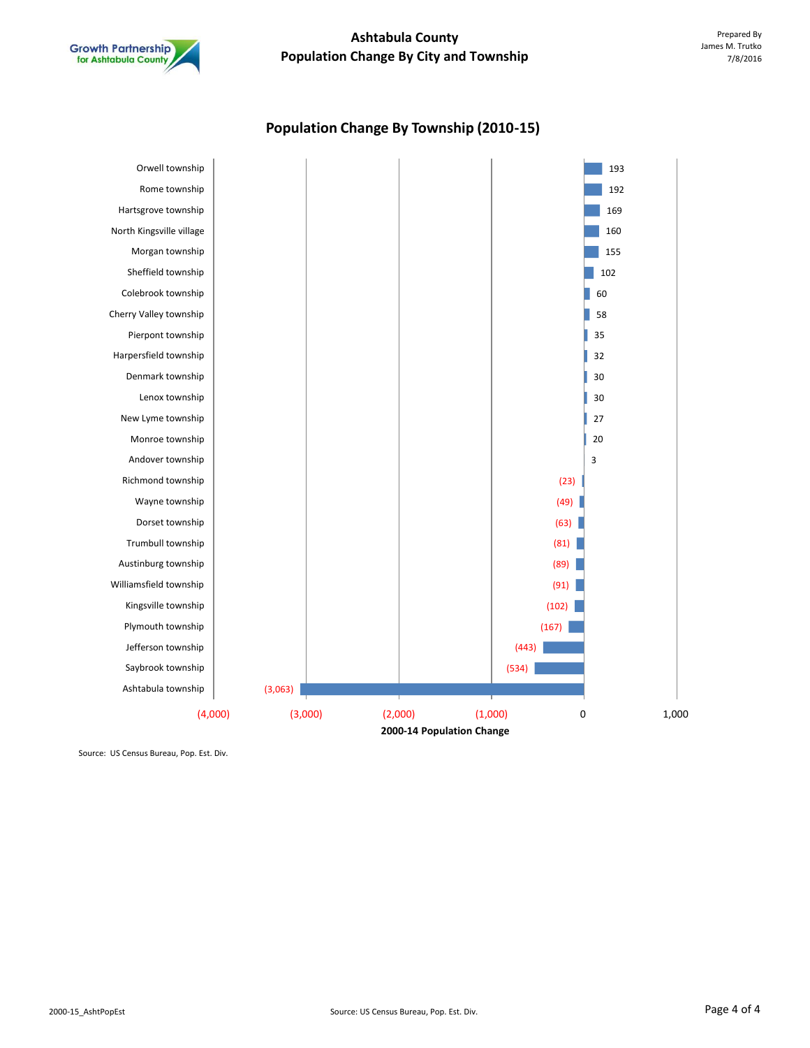# Ashtabula County
# Population Change By City and Township

Prepared By
James M. Trutko
7/8/2016

## Population Change By Township (2010-15)

Orwell township 193
Rome township 192
Hartsgrove township 169
North Kingsville village 160
Morgan township 155
Sheffield township 102
Colebrook township 60
Cherry Valley township 58
Pierpont township 35
Harpersfield township 32
Denmark township 30
Lenox township 30
New Lyme township 27
Monroe township 20
Andover township 3
Richmond township (23)
Wayne township (49)
Dorset township (63)
Trumbull township (81)
Austinburg township (89)
Williamsfield township (91)
Kingsville township (102)
Plymouth township (167)
Jefferson township (443)
Saybrook township (534)
Ashtabula township (3,063)

(4,000) (3,000) (2,000) (1,000) 0 1,000

2000-14 Population Change

Source: US Census Bureau, Pop. Est. Div.